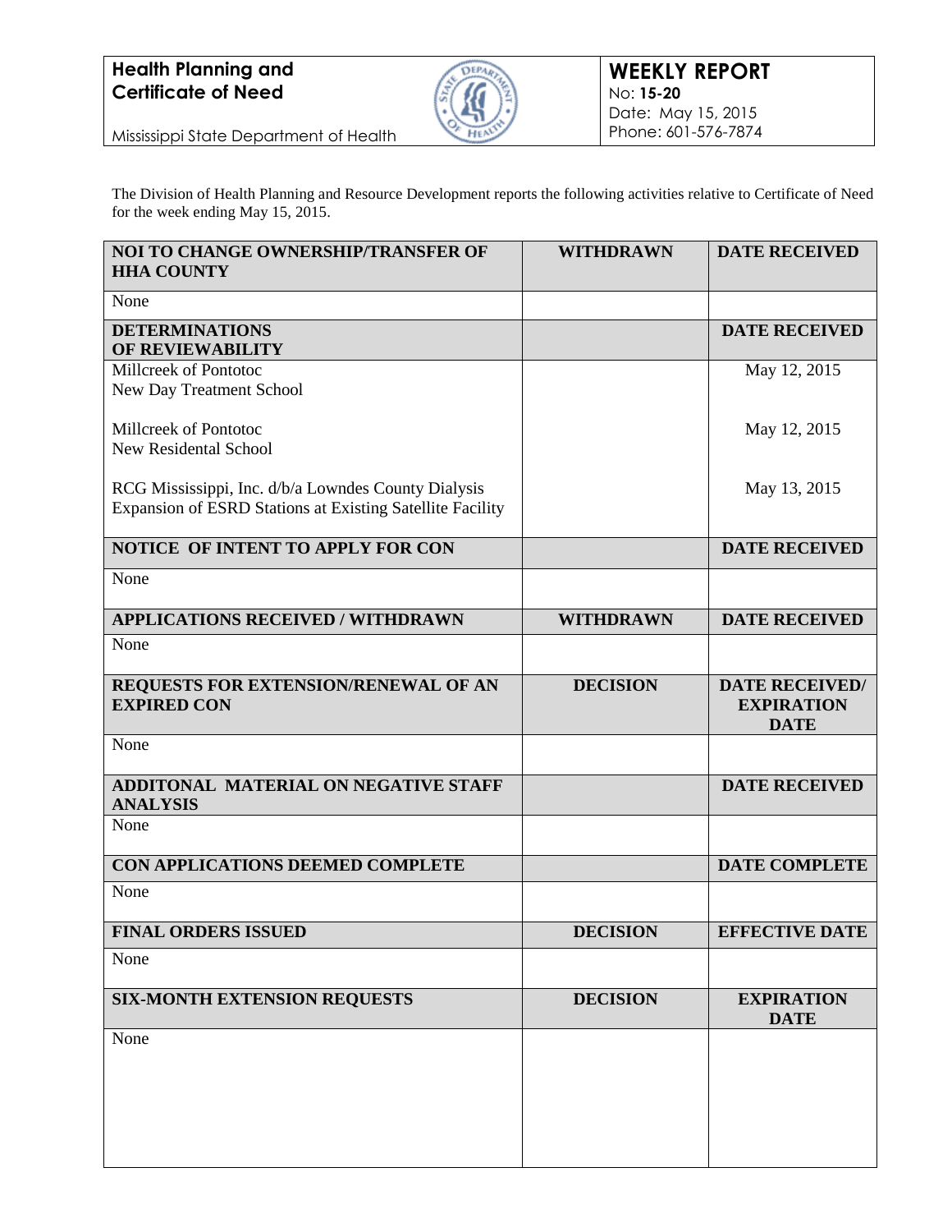**Health Planning and Certificate of Need**

Mississippi State Department of Health

**WEEKLY REPORT**
No: **15-20**
Date: May 15, 2015
Phone: 601-576-7874

The Division of Health Planning and Resource Development reports the following activities relative to Certificate of Need for the week ending May 15, 2015.

| **NOI TO CHANGE OWNERSHIP/TRANSFER OF HHA COUNTY** | **WITHDRAWN** | **DATE RECEIVED** |
|---|---|---|
| None | | |
| **DETERMINATIONS OF REVIEWABILITY** | | **DATE RECEIVED** |
| Millcreek of Pontotoc<br>New Day Treatment School | | May 12, 2015 |
| Millcreek of Pontotoc<br>New Residental School | | May 12, 2015 |
| RCG Mississippi, Inc. d/b/a Lowndes County Dialysis<br>Expansion of ESRD Stations at Existing Satellite Facility | | May 13, 2015 |
| **NOTICE OF INTENT TO APPLY FOR CON** | | **DATE RECEIVED** |
| None | | |
| **APPLICATIONS RECEIVED / WITHDRAWN** | **WITHDRAWN** | **DATE RECEIVED** |
| None | | |
| **REQUESTS FOR EXTENSION/RENEWAL OF AN EXPIRED CON** | **DECISION** | **DATE RECEIVED/ EXPIRATION DATE** |
| None | | |
| **ADDITONAL MATERIAL ON NEGATIVE STAFF ANALYSIS** | | **DATE RECEIVED** |
| None | | |
| **CON APPLICATIONS DEEMED COMPLETE** | | **DATE COMPLETE** |
| None | | |
| **FINAL ORDERS ISSUED** | **DECISION** | **EFFECTIVE DATE** |
| None | | |
| **SIX-MONTH EXTENSION REQUESTS** | **DECISION** | **EXPIRATION DATE** |
| None | | |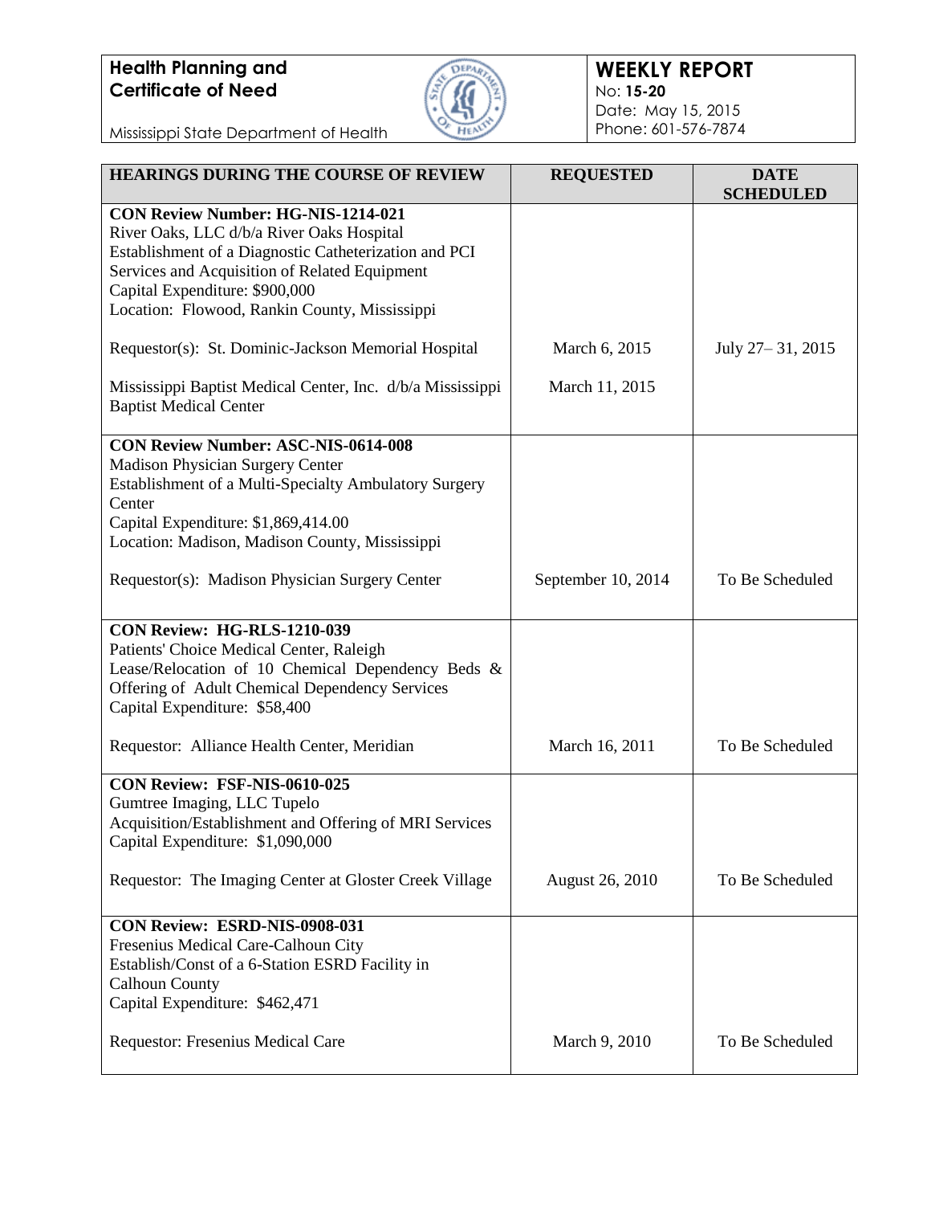**Health Planning and Certificate of Need**

Mississippi State Department of Health

**WEEKLY REPORT**
No: **15-20**
Date: May 15, 2015
Phone: 601-576-7874

| HEARINGS DURING THE COURSE OF REVIEW | REQUESTED | DATE SCHEDULED |
|---|---|---|
| **CON Review Number: HG-NIS-1214-021**<br>River Oaks, LLC d/b/a River Oaks Hospital<br>Establishment of a Diagnostic Catheterization and PCI Services and Acquisition of Related Equipment<br>Capital Expenditure: $900,000<br>Location: Flowood, Rankin County, Mississippi<br><br>Requestor(s): St. Dominic-Jackson Memorial Hospital<br><br>Mississippi Baptist Medical Center, Inc. d/b/a Mississippi Baptist Medical Center | March 6, 2015<br><br>March 11, 2015 | July 27– 31, 2015 |
| **CON Review Number: ASC-NIS-0614-008**<br>Madison Physician Surgery Center<br>Establishment of a Multi-Specialty Ambulatory Surgery Center<br>Capital Expenditure: $1,869,414.00<br>Location: Madison, Madison County, Mississippi<br><br>Requestor(s): Madison Physician Surgery Center | September 10, 2014 | To Be Scheduled |
| **CON Review: HG-RLS-1210-039**<br>Patients' Choice Medical Center, Raleigh<br>Lease/Relocation of 10 Chemical Dependency Beds & Offering of Adult Chemical Dependency Services<br>Capital Expenditure: $58,400<br><br>Requestor: Alliance Health Center, Meridian | March 16, 2011 | To Be Scheduled |
| **CON Review: FSF-NIS-0610-025**<br>Gumtree Imaging, LLC Tupelo<br>Acquisition/Establishment and Offering of MRI Services<br>Capital Expenditure: $1,090,000<br><br>Requestor: The Imaging Center at Gloster Creek Village | August 26, 2010 | To Be Scheduled |
| **CON Review: ESRD-NIS-0908-031**<br>Fresenius Medical Care-Calhoun City<br>Establish/Const of a 6-Station ESRD Facility in Calhoun County<br>Capital Expenditure: $462,471<br><br>Requestor: Fresenius Medical Care | March 9, 2010 | To Be Scheduled |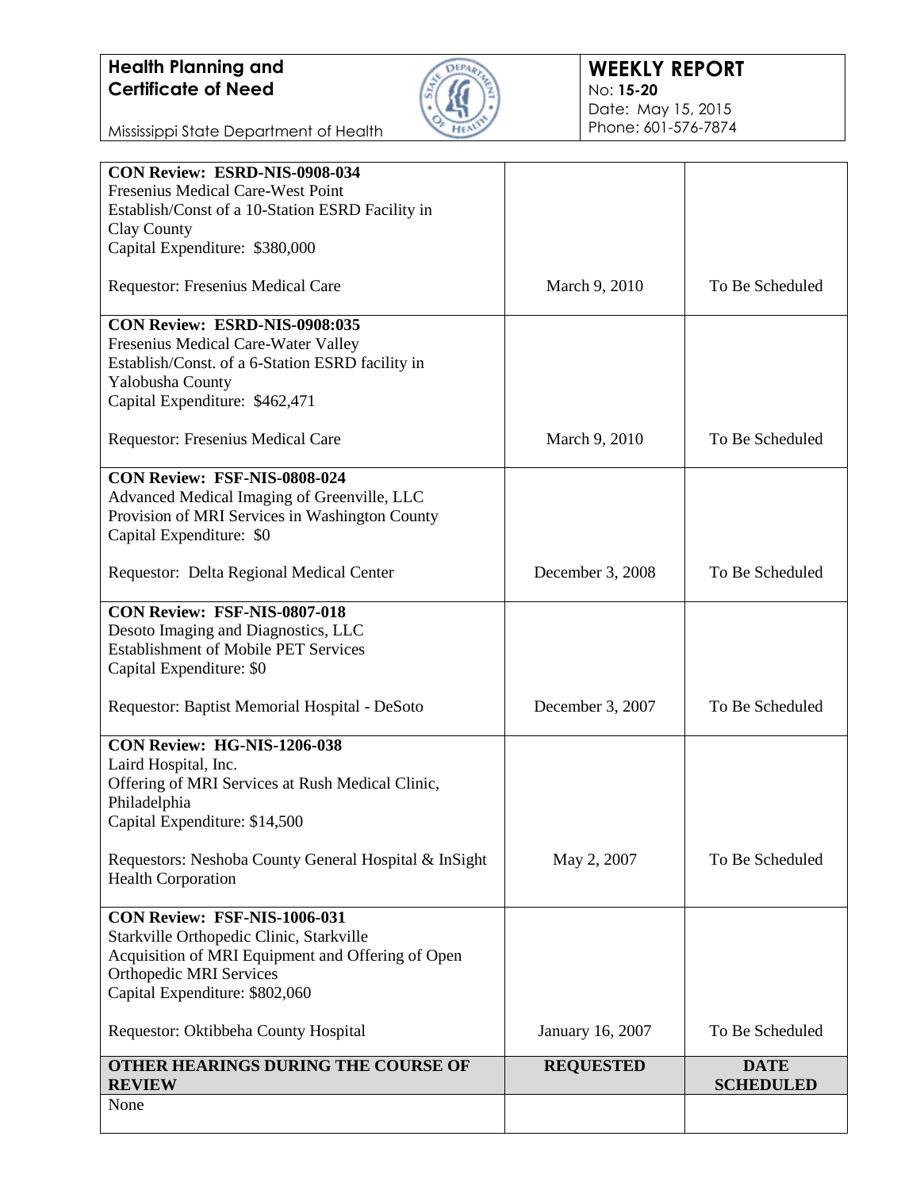| | | |
|---|---|---|
| **CON Review: ESRD-NIS-0908-034**<br>Fresenius Medical Care-West Point<br>Establish/Const of a 10-Station ESRD Facility in Clay County<br>Capital Expenditure: $380,000<br><br>Requestor: Fresenius Medical Care | March 9, 2010 | To Be Scheduled |
| **CON Review: ESRD-NIS-0908:035**<br>Fresenius Medical Care-Water Valley<br>Establish/Const. of a 6-Station ESRD facility in Yalobusha County<br>Capital Expenditure: $462,471<br><br>Requestor: Fresenius Medical Care | March 9, 2010 | To Be Scheduled |
| **CON Review: FSF-NIS-0808-024**<br>Advanced Medical Imaging of Greenville, LLC<br>Provision of MRI Services in Washington County<br>Capital Expenditure: $0<br><br>Requestor: Delta Regional Medical Center | December 3, 2008 | To Be Scheduled |
| **CON Review: FSF-NIS-0807-018**<br>Desoto Imaging and Diagnostics, LLC<br>Establishment of Mobile PET Services<br>Capital Expenditure: $0<br><br>Requestor: Baptist Memorial Hospital - DeSoto | December 3, 2007 | To Be Scheduled |
| **CON Review: HG-NIS-1206-038**<br>Laird Hospital, Inc.<br>Offering of MRI Services at Rush Medical Clinic, Philadelphia<br>Capital Expenditure: $14,500<br><br>Requestors: Neshoba County General Hospital & InSight Health Corporation | May 2, 2007 | To Be Scheduled |
| **CON Review: FSF-NIS-1006-031**<br>Starkville Orthopedic Clinic, Starkville<br>Acquisition of MRI Equipment and Offering of Open Orthopedic MRI Services<br>Capital Expenditure: $802,060<br><br>Requestor: Oktibbeha County Hospital | January 16, 2007 | To Be Scheduled |

| OTHER HEARINGS DURING THE COURSE OF REVIEW | REQUESTED | DATE SCHEDULED |
|---|---|---|
| None | | |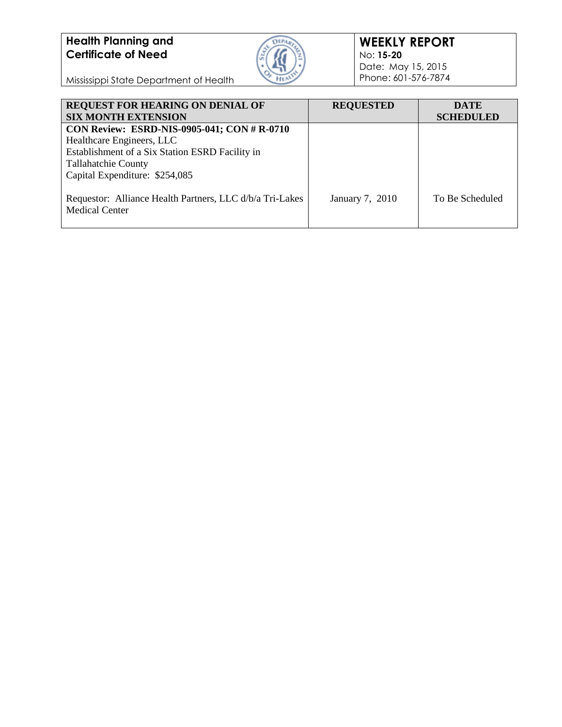| REQUEST FOR HEARING ON DENIAL OF SIX MONTH EXTENSION | REQUESTED | DATE SCHEDULED |
|---|---|---|
| **CON Review: ESRD-NIS-0905-041; CON # R-0710**<br>Healthcare Engineers, LLC<br>Establishment of a Six Station ESRD Facility in Tallahatchie County<br>Capital Expenditure: $254,085<br><br>Requestor: Alliance Health Partners, LLC d/b/a Tri-Lakes Medical Center | January 7, 2010 | To Be Scheduled |